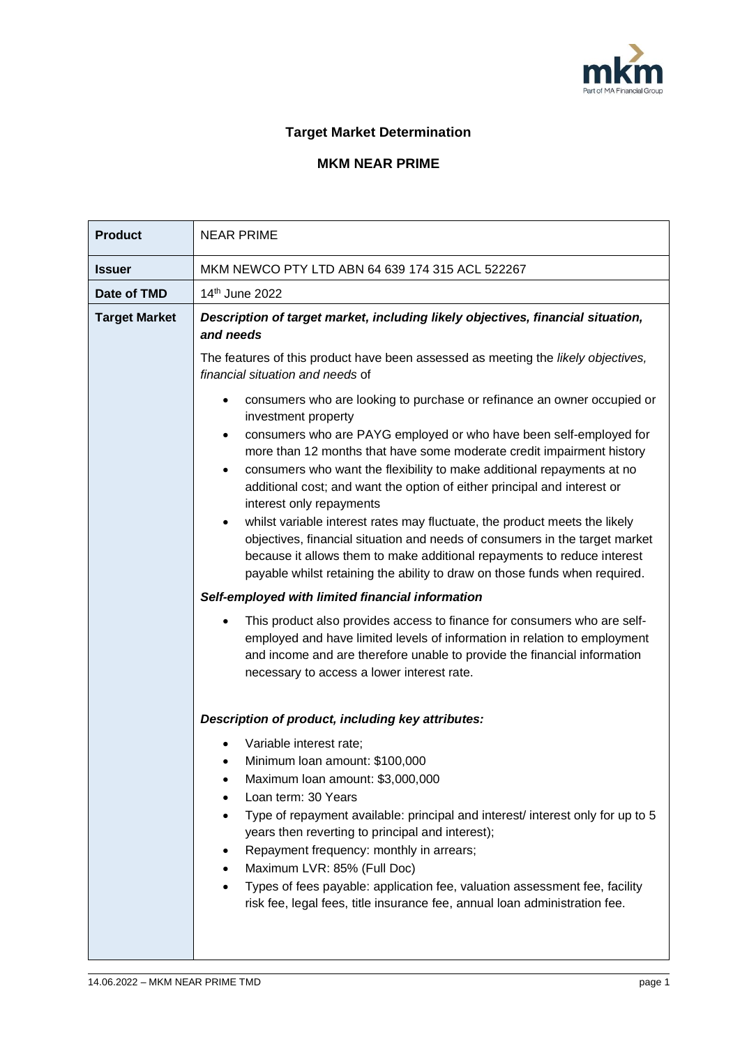# Target Market Determination

## MKM NEAR PRIME

| Product | NEAR PRIME |
|---|---|
| **Issuer** | MKM NEWCO PTY LTD ABN 64 639 174 315 ACL 522267 |
| **Date of TMD** | 14th June 2022 |
| **Target Market** | ***Description of target market, including likely objectives, financial situation, and needs*** <br><br> The features of this product have been assessed as meeting the *likely objectives, financial situation and needs* of <br><br> • consumers who are looking to purchase or refinance an owner occupied or investment property <br> • consumers who are PAYG employed or who have been self-employed for more than 12 months that have some moderate credit impairment history <br> • consumers who want the flexibility to make additional repayments at no additional cost; and want the option of either principal and interest or interest only repayments <br> • whilst variable interest rates may fluctuate, the product meets the likely objectives, financial situation and needs of consumers in the target market because it allows them to make additional repayments to reduce interest payable whilst retaining the ability to draw on those funds when required. <br><br> ***Self-employed with limited financial information*** <br><br> • This product also provides access to finance for consumers who are self-employed and have limited levels of information in relation to employment and income and are therefore unable to provide the financial information necessary to access a lower interest rate. <br><br> ***Description of product, including key attributes:*** <br><br> • Variable interest rate; <br> • Minimum loan amount: $100,000 <br> • Maximum loan amount: $3,000,000 <br> • Loan term: 30 Years <br> • Type of repayment available: principal and interest/ interest only for up to 5 years then reverting to principal and interest); <br> • Repayment frequency: monthly in arrears; <br> • Maximum LVR: 85% (Full Doc) <br> • Types of fees payable: application fee, valuation assessment fee, facility risk fee, legal fees, title insurance fee, annual loan administration fee. |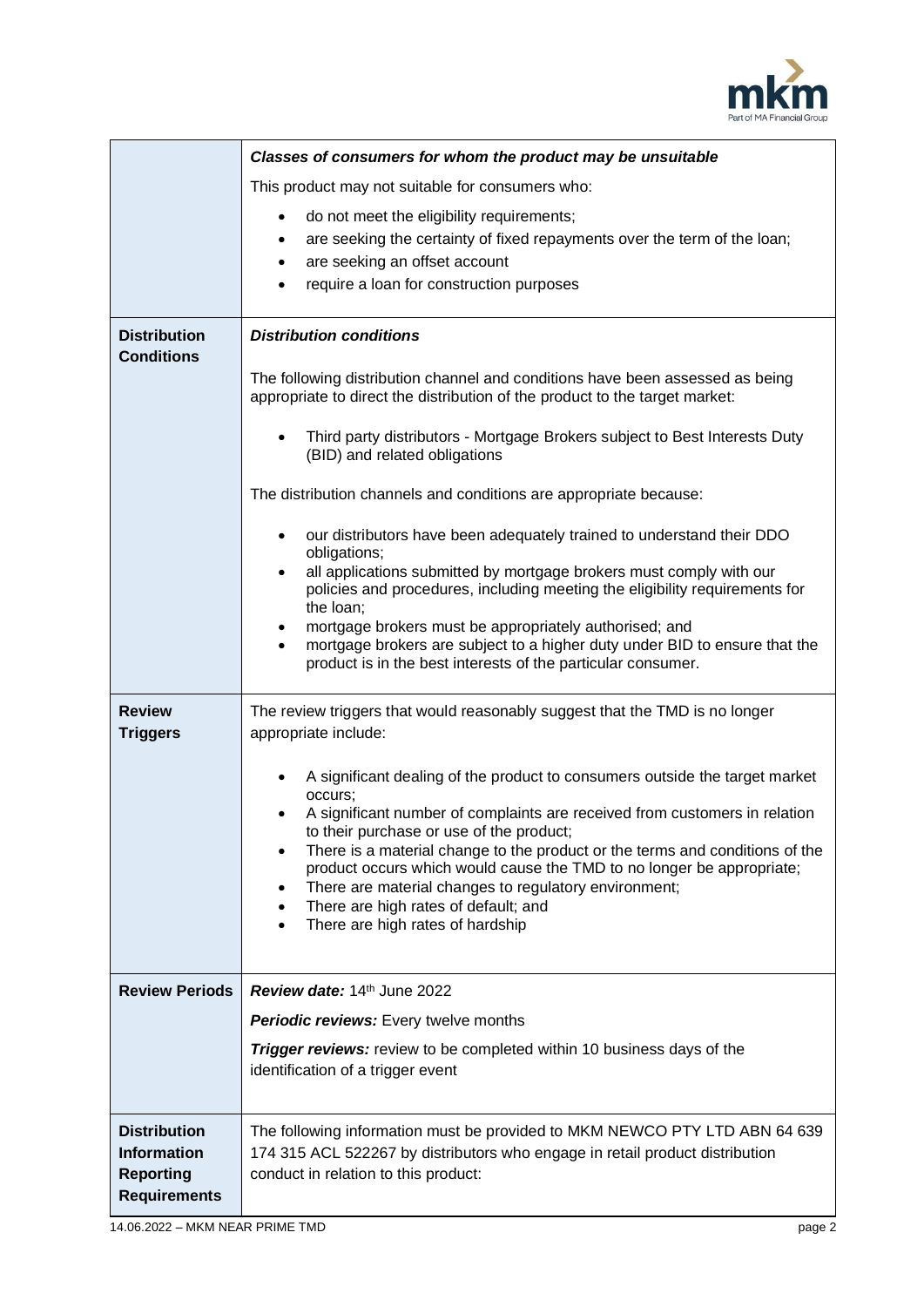| | |
|---|---|
| | ***Classes of consumers for whom the product may be unsuitable***<br><br>This product may not suitable for consumers who:<br><br>• do not meet the eligibility requirements;<br>• are seeking the certainty of fixed repayments over the term of the loan;<br>• are seeking an offset account<br>• require a loan for construction purposes |
| **Distribution Conditions** | ***Distribution conditions***<br><br>The following distribution channel and conditions have been assessed as being appropriate to direct the distribution of the product to the target market:<br><br>• Third party distributors - Mortgage Brokers subject to Best Interests Duty (BID) and related obligations<br><br>The distribution channels and conditions are appropriate because:<br><br>• our distributors have been adequately trained to understand their DDO obligations;<br>• all applications submitted by mortgage brokers must comply with our policies and procedures, including meeting the eligibility requirements for the loan;<br>• mortgage brokers must be appropriately authorised; and<br>• mortgage brokers are subject to a higher duty under BID to ensure that the product is in the best interests of the particular consumer. |
| **Review Triggers** | The review triggers that would reasonably suggest that the TMD is no longer appropriate include:<br><br>• A significant dealing of the product to consumers outside the target market occurs;<br>• A significant number of complaints are received from customers in relation to their purchase or use of the product;<br>• There is a material change to the product or the terms and conditions of the product occurs which would cause the TMD to no longer be appropriate;<br>• There are material changes to regulatory environment;<br>• There are high rates of default; and<br>• There are high rates of hardship |
| **Review Periods** | ***Review date:*** 14th June 2022<br><br>***Periodic reviews:*** Every twelve months<br><br>***Trigger reviews:*** review to be completed within 10 business days of the identification of a trigger event |
| **Distribution Information Reporting Requirements** | The following information must be provided to MKM NEWCO PTY LTD ABN 64 639 174 315 ACL 522267 by distributors who engage in retail product distribution conduct in relation to this product: |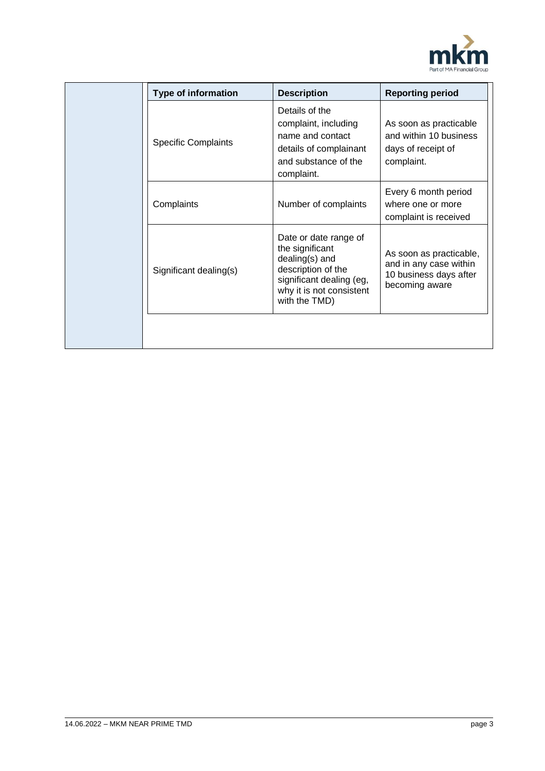| Type of information | Description | Reporting period |
| --- | --- | --- |
| Specific Complaints | Details of the complaint, including name and contact details of complainant and substance of the complaint. | As soon as practicable and within 10 business days of receipt of complaint. |
| Complaints | Number of complaints | Every 6 month period where one or more complaint is received |
| Significant dealing(s) | Date or date range of the significant dealing(s) and description of the significant dealing (eg, why it is not consistent with the TMD) | As soon as practicable, and in any case within 10 business days after becoming aware |